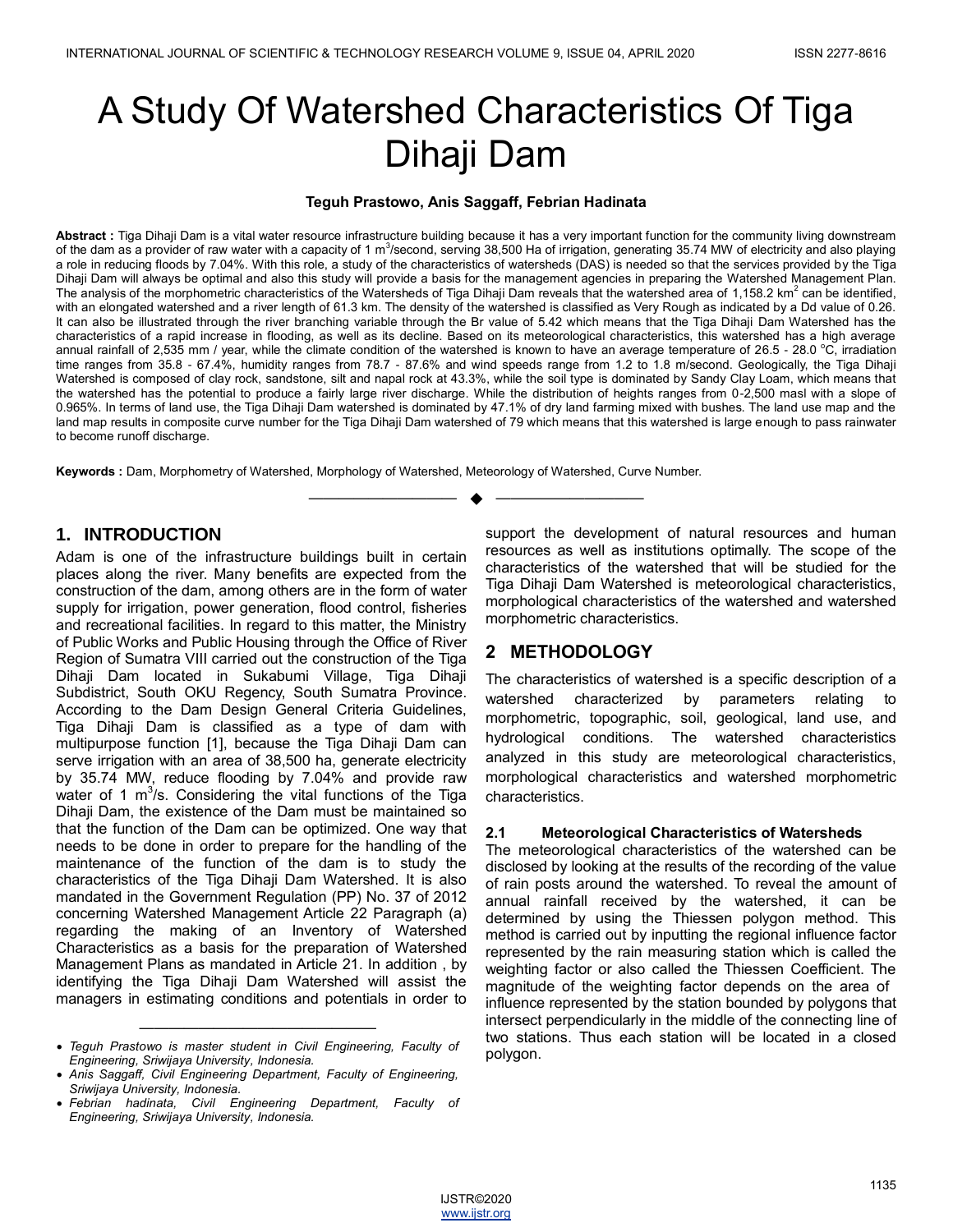# A Study Of Watershed Characteristics Of Tiga Dihaji Dam

**Teguh Prastowo, Anis Saggaff, Febrian Hadinata**

**Abstract :** Tiga Dihaji Dam is a vital water resource infrastructure building because it has a very important function for the community living downstream of the dam as a provider of raw water with a capacity of 1 $m^3$/second, serving 38,500 Ha of irrigation, generating 35.74 MW of electricity and also playing a role in reducing floods by 7.04%. With this role, a study of the characteristics of watersheds (DAS) is needed so that the services provided by the Tiga Dihaji Dam will always be optimal and also this study will provide a basis for the management agencies in preparing the Watershed Management Plan. The analysis of the morphometric characteristics of the Watersheds of Tiga Dihaji Dam reveals that the watershed area of 1,158.2 $km^2$ can be identified, with an elongated watershed and a river length of 61.3 km. The density of the watershed is classified as Very Rough as indicated by a Dd value of 0.26. It can also be illustrated through the river branching variable through the Br value of 5.42 which means that the Tiga Dihaji Dam Watershed has the characteristics of a rapid increase in flooding, as well as its decline. Based on its meteorological characteristics, this watershed has a high average annual rainfall of 2,535 mm / year, while the climate condition of the watershed is known to have an average temperature of 26.5 - 28.0 $^{o}$C, irradiation time ranges from 35.8 - 67.4%, humidity ranges from 78.7 - 87.6% and wind speeds range from 1.2 to 1.8 m/second. Geologically, the Tiga Dihaji Watershed is composed of clay rock, sandstone, silt and napal rock at 43.3%, while the soil type is dominated by Sandy Clay Loam, which means that the watershed has the potential to produce a fairly large river discharge. While the distribution of heights ranges from 0-2,500 masl with a slope of 0.965%. In terms of land use, the Tiga Dihaji Dam watershed is dominated by 47.1% of dry land farming mixed with bushes. The land use map and the land map results in composite curve number for the Tiga Dihaji Dam watershed of 79 which means that this watershed is large enough to pass rainwater to become runoff discharge.

**Keywords :** Dam, Morphometry of Watershed, Morphology of Watershed, Meteorology of Watershed, Curve Number.

---

## 1. INTRODUCTION

Adam is one of the infrastructure buildings built in certain places along the river. Many benefits are expected from the construction of the dam, among others are in the form of water supply for irrigation, power generation, flood control, fisheries and recreational facilities. In regard to this matter, the Ministry of Public Works and Public Housing through the Office of River Region of Sumatra VIII carried out the construction of the Tiga Dihaji Dam located in Sukabumi Village, Tiga Dihaji Subdistrict, South OKU Regency, South Sumatra Province. According to the Dam Design General Criteria Guidelines, Tiga Dihaji Dam is classified as a type of dam with multipurpose function [1], because the Tiga Dihaji Dam can serve irrigation with an area of 38,500 ha, generate electricity by 35.74 MW, reduce flooding by 7.04% and provide raw water of 1 $m^3$/s. Considering the vital functions of the Tiga Dihaji Dam, the existence of the Dam must be maintained so that the function of the Dam can be optimized. One way that needs to be done in order to prepare for the handling of the maintenance of the function of the dam is to study the characteristics of the Tiga Dihaji Dam Watershed. It is also mandated in the Government Regulation (PP) No. 37 of 2012 concerning Watershed Management Article 22 Paragraph (a) regarding the making of an Inventory of Watershed Characteristics as a basis for the preparation of Watershed Management Plans as mandated in Article 21. In addition , by identifying the Tiga Dihaji Dam Watershed will assist the managers in estimating conditions and potentials in order to support the development of natural resources and human resources as well as institutions optimally. The scope of the characteristics of the watershed that will be studied for the Tiga Dihaji Dam Watershed is meteorological characteristics, morphological characteristics of the watershed and watershed morphometric characteristics.

- *Teguh Prastowo is master student in Civil Engineering, Faculty of Engineering, Sriwijaya University, Indonesia.*
- *Anis Saggaff, Civil Engineering Department, Faculty of Engineering, Sriwijaya University, Indonesia.*
- *Febrian hadinata, Civil Engineering Department, Faculty of Engineering, Sriwijaya University, Indonesia.*

## 2 METHODOLOGY

The characteristics of watershed is a specific description of a watershed characterized by parameters relating to morphometric, topographic, soil, geological, land use, and hydrological conditions. The watershed characteristics analyzed in this study are meteorological characteristics, morphological characteristics and watershed morphometric characteristics.

### 2.1 Meteorological Characteristics of Watersheds

The meteorological characteristics of the watershed can be disclosed by looking at the results of the recording of the value of rain posts around the watershed. To reveal the amount of annual rainfall received by the watershed, it can be determined by using the Thiessen polygon method. This method is carried out by inputting the regional influence factor represented by the rain measuring station which is called the weighting factor or also called the Thiessen Coefficient. The magnitude of the weighting factor depends on the area of influence represented by the station bounded by polygons that intersect perpendicularly in the middle of the connecting line of two stations. Thus each station will be located in a closed polygon.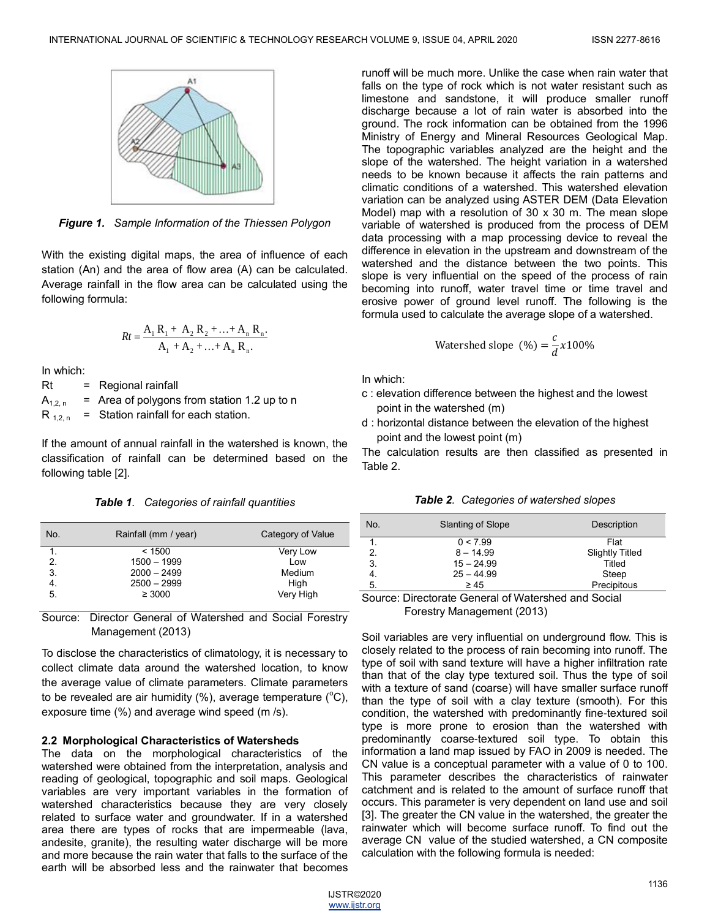*Figure 1. Sample Information of the Thiessen Polygon*

With the existing digital maps, the area of influence of each station (An) and the area of flow area (A) can be calculated. Average rainfall in the flow area can be calculated using the following formula:

$$Rt = \frac{A_1 R_1 + A_2 R_2 + \ldots + A_n R_n.}{A_1 + A_2 + \ldots + A_n R_n.}$$

In which:

Rt = Regional rainfall
$A_{1,2,n}$ = Area of polygons from station 1.2 up to n
$R_{1,2,n}$ = Station rainfall for each station.

If the amount of annual rainfall in the watershed is known, the classification of rainfall can be determined based on the following table [2].

*Table 1. Categories of rainfall quantities*

| No. | Rainfall (mm / year) | Category of Value |
|---|---|---|
| 1. | < 1500 | Very Low |
| 2. | 1500 – 1999 | Low |
| 3. | 2000 – 2499 | Medium |
| 4. | 2500 – 2999 | High |
| 5. | ≥ 3000 | Very High |

Source: Director General of Watershed and Social Forestry Management (2013)

To disclose the characteristics of climatology, it is necessary to collect climate data around the watershed location, to know the average value of climate parameters. Climate parameters to be revealed are air humidity (%), average temperature (°C), exposure time (%) and average wind speed (m /s).

### 2.2 Morphological Characteristics of Watersheds

The data on the morphological characteristics of the watershed were obtained from the interpretation, analysis and reading of geological, topographic and soil maps. Geological variables are very important variables in the formation of watershed characteristics because they are very closely related to surface water and groundwater. If in a watershed area there are types of rocks that are impermeable (lava, andesite, granite), the resulting water discharge will be more and more because the rain water that falls to the surface of the earth will be absorbed less and the rainwater that becomes runoff will be much more. Unlike the case when rain water that falls on the type of rock which is not water resistant such as limestone and sandstone, it will produce smaller runoff discharge because a lot of rain water is absorbed into the ground. The rock information can be obtained from the 1996 Ministry of Energy and Mineral Resources Geological Map. The topographic variables analyzed are the height and the slope of the watershed. The height variation in a watershed needs to be known because it affects the rain patterns and climatic conditions of a watershed. This watershed elevation variation can be analyzed using ASTER DEM (Data Elevation Model) map with a resolution of 30 x 30 m. The mean slope variable of watershed is produced from the process of DEM data processing with a map processing device to reveal the difference in elevation in the upstream and downstream of the watershed and the distance between the two points. This slope is very influential on the speed of the process of rain becoming into runoff, water travel time or time travel and erosive power of ground level runoff. The following is the formula used to calculate the average slope of a watershed.

$$\text{Watershed slope } (\%) = \frac{c}{d} x 100\%$$

In which:

- c : elevation difference between the highest and the lowest point in the watershed (m)
- d : horizontal distance between the elevation of the highest point and the lowest point (m)

The calculation results are then classified as presented in Table 2.

*Table 2. Categories of watershed slopes*

| No. | Slanting of Slope | Description |
|---|---|---|
| 1. | 0 < 7.99 | Flat |
| 2. | 8 – 14.99 | Slightly Titled |
| 3. | 15 – 24.99 | Titled |
| 4. | 25 – 44.99 | Steep |
| 5. | ≥ 45 | Precipitous |

Source: Directorate General of Watershed and Social Forestry Management (2013)

Soil variables are very influential on underground flow. This is closely related to the process of rain becoming into runoff. The type of soil with sand texture will have a higher infiltration rate than that of the clay type textured soil. Thus the type of soil with a texture of sand (coarse) will have smaller surface runoff than the type of soil with a clay texture (smooth). For this condition, the watershed with predominantly fine-textured soil type is more prone to erosion than the watershed with predominantly coarse-textured soil type. To obtain this information a land map issued by FAO in 2009 is needed. The CN value is a conceptual parameter with a value of 0 to 100. This parameter describes the characteristics of rainwater catchment and is related to the amount of surface runoff that occurs. This parameter is very dependent on land use and soil [3]. The greater the CN value in the watershed, the greater the rainwater which will become surface runoff. To find out the average CN value of the studied watershed, a CN composite calculation with the following formula is needed: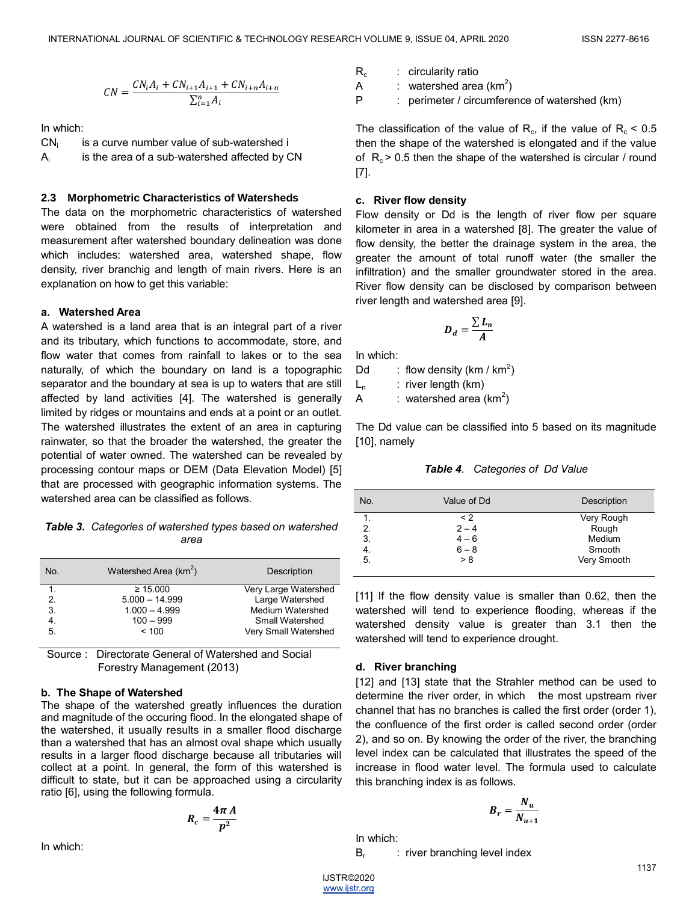$$CN = \frac{CN_i A_i + CN_{i+1} A_{i+1} + CN_{i+n} A_{i+n}}{\sum_{i=1}^{n} A_i}$$

In which:

$CN_i$ is a curve number value of sub-watershed i

$A_i$ is the area of a sub-watershed affected by CN

### 2.3 Morphometric Characteristics of Watersheds

The data on the morphometric characteristics of watershed were obtained from the results of interpretation and measurement after watershed boundary delineation was done which includes: watershed area, watershed shape, flow density, river branchig and length of main rivers. Here is an explanation on how to get this variable:

**a. Watershed Area**

A watershed is a land area that is an integral part of a river and its tributary, which functions to accommodate, store, and flow water that comes from rainfall to lakes or to the sea naturally, of which the boundary on land is a topographic separator and the boundary at sea is up to waters that are still affected by land activities [4]. The watershed is generally limited by ridges or mountains and ends at a point or an outlet. The watershed illustrates the extent of an area in capturing rainwater, so that the broader the watershed, the greater the potential of water owned. The watershed can be revealed by processing contour maps or DEM (Data Elevation Model) [5] that are processed with geographic information systems. The watershed area can be classified as follows.

***Table 3.*** *Categories of watershed types based on watershed area*

| No. | Watershed Area (km$^2$) | Description |
|---|---|---|
| 1. | ≥ 15.000 | Very Large Watershed |
| 2. | 5.000 – 14.999 | Large Watershed |
| 3. | 1.000 – 4.999 | Medium Watershed |
| 4. | 100 – 999 | Small Watershed |
| 5. | < 100 | Very Small Watershed |

Source : Directorate General of Watershed and Social Forestry Management (2013)

**b. The Shape of Watershed**

The shape of the watershed greatly influences the duration and magnitude of the occuring flood. In the elongated shape of the watershed, it usually results in a smaller flood discharge than a watershed that has an almost oval shape which usually results in a larger flood discharge because all tributaries will collect at a point. In general, the form of this watershed is difficult to state, but it can be approached using a circularity ratio [6], using the following formula.

$$R_c = \frac{4\pi A}{p^2}$$

In which:

$R_c$ : circularity ratio

A : watershed area (km$^2$)

P : perimeter / circumference of watershed (km)

The classification of the value of $R_c$, if the value of $R_c < 0.5$ then the shape of the watershed is elongated and if the value of $R_c > 0.5$ then the shape of the watershed is circular / round [7].

**c. River flow density**

Flow density or Dd is the length of river flow per square kilometer in area in a watershed [8]. The greater the value of flow density, the better the drainage system in the area, the greater the amount of total runoff water (the smaller the infiltration) and the smaller groundwater stored in the area. River flow density can be disclosed by comparison between river length and watershed area [9].

$$D_d = \frac{\sum L_n}{A}$$

In which:

Dd : flow density (km / km$^2$)

$L_n$ : river length (km)

A : watershed area (km$^2$)

The Dd value can be classified into 5 based on its magnitude [10], namely

***Table 4.*** *Categories of Dd Value*

| No. | Value of Dd | Description |
|---|---|---|
| 1. | < 2 | Very Rough |
| 2. | 2 – 4 | Rough |
| 3. | 4 – 6 | Medium |
| 4. | 6 – 8 | Smooth |
| 5. | > 8 | Very Smooth |

[11] If the flow density value is smaller than 0.62, then the watershed will tend to experience flooding, whereas if the watershed density value is greater than 3.1 then the watershed will tend to experience drought.

**d. River branching**

[12] and [13] state that the Strahler method can be used to determine the river order, in which the most upstream river channel that has no branches is called the first order (order 1), the confluence of the first order is called second order (order 2), and so on. By knowing the order of the river, the branching level index can be calculated that illustrates the speed of the increase in flood water level. The formula used to calculate this branching index is as follows.

$$B_r = \frac{N_u}{N_{u+1}}$$

In which:

$B_r$ : river branching level index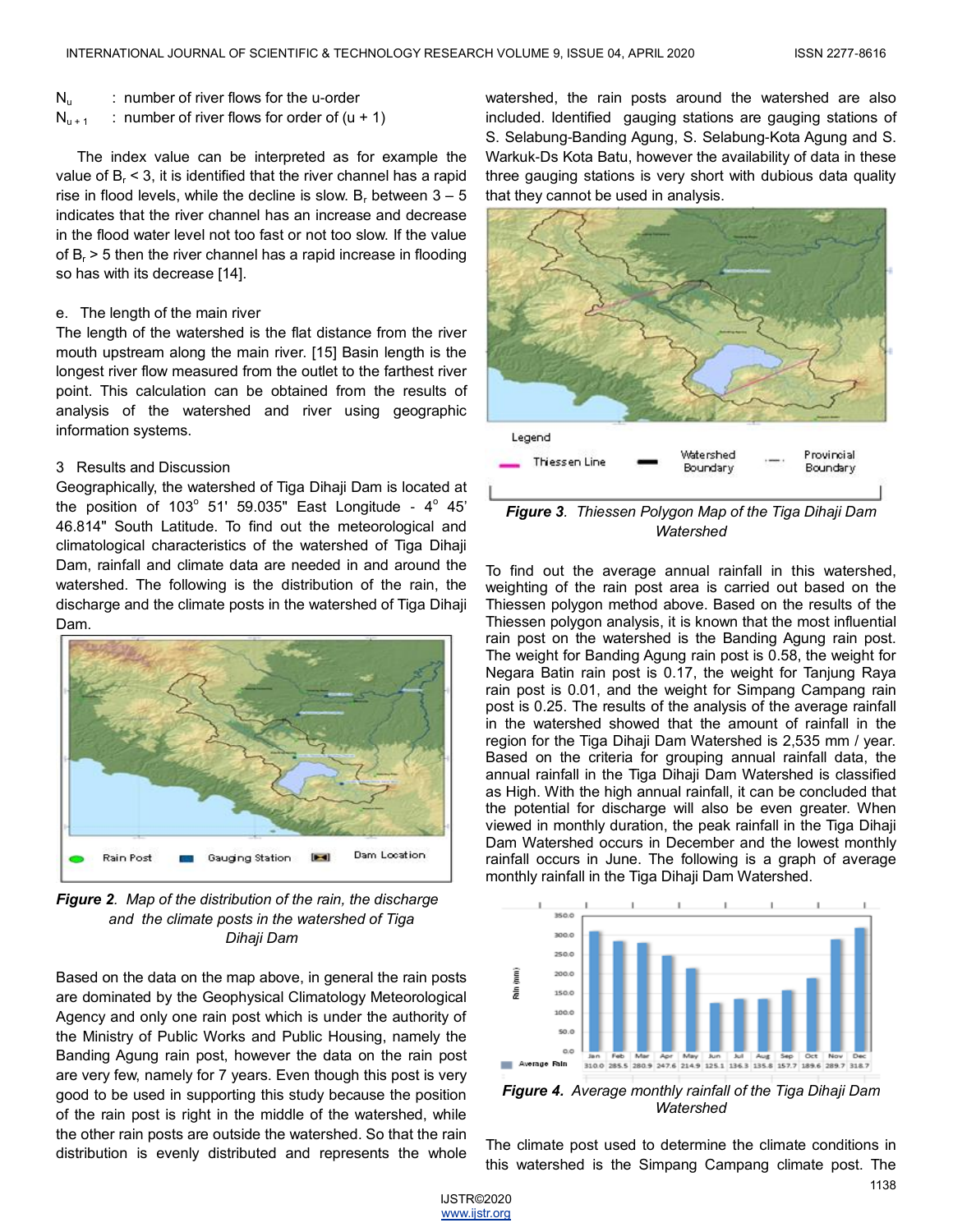$N_u$ : number of river flows for the u-order
$N_{u+1}$ : number of river flows for order of (u + 1)

The index value can be interpreted as for example the value of $B_r < 3$, it is identified that the river channel has a rapid rise in flood levels, while the decline is slow. $B_r$ between 3 – 5 indicates that the river channel has an increase and decrease in the flood water level not too fast or not too slow. If the value of $B_r > 5$ then the river channel has a rapid increase in flooding so has with its decrease [14].

e. The length of the main river

The length of the watershed is the flat distance from the river mouth upstream along the main river. [15] Basin length is the longest river flow measured from the outlet to the farthest river point. This calculation can be obtained from the results of analysis of the watershed and river using geographic information systems.

## 3 Results and Discussion

Geographically, the watershed of Tiga Dihaji Dam is located at the position of 103° 51' 59.035" East Longitude - 4° 45' 46.814" South Latitude. To find out the meteorological and climatological characteristics of the watershed of Tiga Dihaji Dam, rainfall and climate data are needed in and around the watershed. The following is the distribution of the rain, the discharge and the climate posts in the watershed of Tiga Dihaji Dam.

*Figure 2. Map of the distribution of the rain, the discharge and the climate posts in the watershed of Tiga Dihaji Dam*

Based on the data on the map above, in general the rain posts are dominated by the Geophysical Climatology Meteorological Agency and only one rain post which is under the authority of the Ministry of Public Works and Public Housing, namely the Banding Agung rain post, however the data on the rain post are very few, namely for 7 years. Even though this post is very good to be used in supporting this study because the position of the rain post is right in the middle of the watershed, while the other rain posts are outside the watershed. So that the rain distribution is evenly distributed and represents the whole watershed, the rain posts around the watershed are also included. Identified gauging stations are gauging stations of S. Selabung-Banding Agung, S. Selabung-Kota Agung and S. Warkuk-Ds Kota Batu, however the availability of data in these three gauging stations is very short with dubious data quality that they cannot be used in analysis.

*Figure 3. Thiessen Polygon Map of the Tiga Dihaji Dam Watershed*

To find out the average annual rainfall in this watershed, weighting of the rain post area is carried out based on the Thiessen polygon method above. Based on the results of the Thiessen polygon analysis, it is known that the most influential rain post on the watershed is the Banding Agung rain post. The weight for Banding Agung rain post is 0.58, the weight for Negara Batin rain post is 0.17, the weight for Tanjung Raya rain post is 0.01, and the weight for Simpang Campang rain post is 0.25. The results of the analysis of the average rainfall in the watershed showed that the amount of rainfall in the region for the Tiga Dihaji Dam Watershed is 2,535 mm / year. Based on the criteria for grouping annual rainfall data, the annual rainfall in the Tiga Dihaji Dam Watershed is classified as High. With the high annual rainfall, it can be concluded that the potential for discharge will also be even greater. When viewed in monthly duration, the peak rainfall in the Tiga Dihaji Dam Watershed occurs in December and the lowest monthly rainfall occurs in June. The following is a graph of average monthly rainfall in the Tiga Dihaji Dam Watershed.

| | Jan | Feb | Mar | Apr | May | Jun | Jul | Aug | Sep | Oct | Nov | Dec |
|---|---|---|---|---|---|---|---|---|---|---|---|---|
| Average Rain | 310.0 | 285.5 | 280.9 | 247.6 | 214.9 | 125.1 | 136.3 | 135.8 | 157.7 | 189.6 | 289.7 | 318.7 |

*Figure 4. Average monthly rainfall of the Tiga Dihaji Dam Watershed*

The climate post used to determine the climate conditions in this watershed is the Simpang Campang climate post. The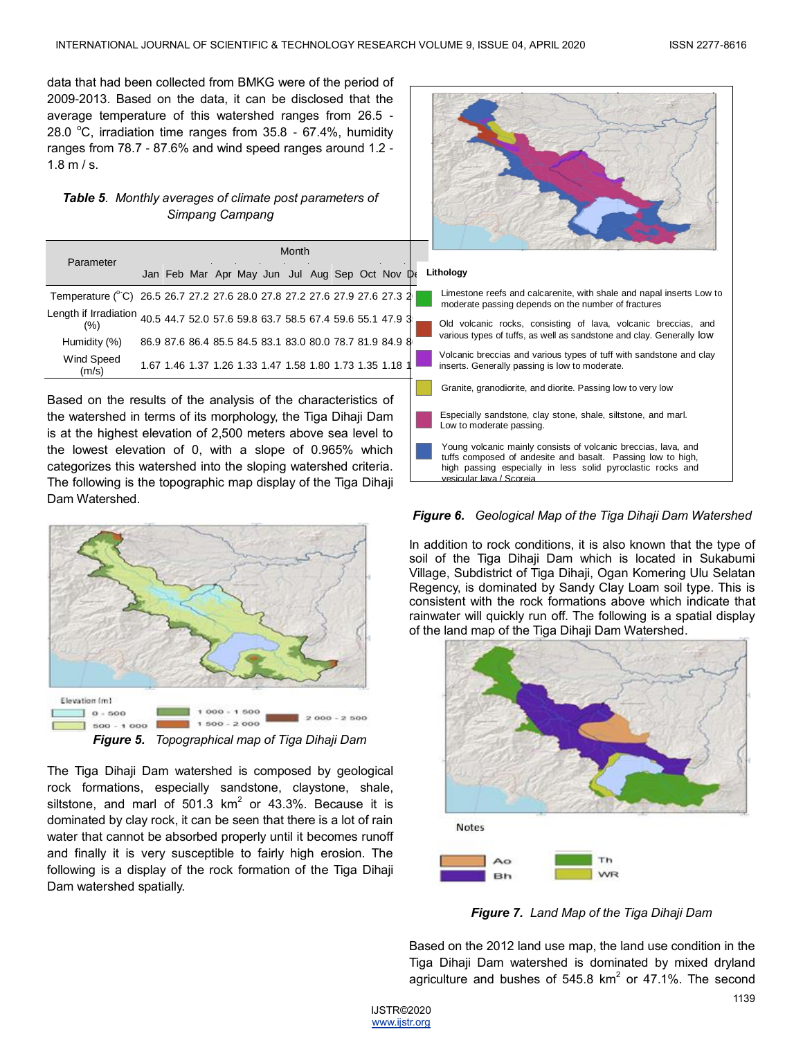data that had been collected from BMKG were of the period of 2009-2013. Based on the data, it can be disclosed that the average temperature of this watershed ranges from 26.5 - 28.0 °C, irradiation time ranges from 35.8 - 67.4%, humidity ranges from 78.7 - 87.6% and wind speed ranges around 1.2 - 1.8 m / s.

***Table 5**. Monthly averages of climate post parameters of Simpang Campang*

| Parameter | Month | | | | | | | | | | | |
|---|---|---|---|---|---|---|---|---|---|---|---|---|
| | Jan | Feb | Mar | Apr | May | Jun | Jul | Aug | Sep | Oct | Nov | De |
| Temperature (°C) | 26.5 | 26.7 | 27.2 | 27.6 | 28.0 | 27.8 | 27.2 | 27.6 | 27.9 | 27.6 | 27.3 | 2 |
| Length if Irradiation (%) | 40.5 | 44.7 | 52.0 | 57.6 | 59.8 | 63.7 | 58.5 | 67.4 | 59.6 | 55.1 | 47.9 | 3 |
| Humidity (%) | 86.9 | 87.6 | 86.4 | 85.5 | 84.5 | 83.1 | 83.0 | 80.0 | 78.7 | 81.9 | 84.9 | 8 |
| Wind Speed (m/s) | 1.67 | 1.46 | 1.37 | 1.26 | 1.33 | 1.47 | 1.58 | 1.80 | 1.73 | 1.35 | 1.18 | 1 |

Based on the results of the analysis of the characteristics of the watershed in terms of its morphology, the Tiga Dihaji Dam is at the highest elevation of 2,500 meters above sea level to the lowest elevation of 0, with a slope of 0.965% which categorizes this watershed into the sloping watershed criteria. The following is the topographic map display of the Tiga Dihaji Dam Watershed.

Elevation (m)
- 0 - 500
- 500 - 1 000
- 1 000 - 1 500
- 1 500 - 2 000
- 2 000 - 2 500

***Figure 5**. Topographical map of Tiga Dihaji Dam*

The Tiga Dihaji Dam watershed is composed by geological rock formations, especially sandstone, claystone, shale, siltstone, and marl of 501.3 km$^2$ or 43.3%. Because it is dominated by clay rock, it can be seen that there is a lot of rain water that cannot be absorbed properly until it becomes runoff and finally it is very susceptible to fairly high erosion. The following is a display of the rock formation of the Tiga Dihaji Dam watershed spatially.

**Lithology**

- Limestone reefs and calcarenite, with shale and napal inserts Low to moderate passing depends on the number of fractures
- Old volcanic rocks, consisting of lava, volcanic breccias, and various types of tuffs, as well as sandstone and clay. Generally low
- Volcanic breccias and various types of tuff with sandstone and clay inserts. Generally passing is low to moderate.
- Granite, granodiorite, and diorite. Passing low to very low
- Especially sandstone, clay stone, shale, siltstone, and marl. Low to moderate passing.
- Young volcanic mainly consists of volcanic breccias, lava, and tuffs composed of andesite and basalt. Passing low to high, high passing especially in less solid pyroclastic rocks and vesicular lava / Scoreia

***Figure 6**. Geological Map of the Tiga Dihaji Dam Watershed*

In addition to rock conditions, it is also known that the type of soil of the Tiga Dihaji Dam which is located in Sukabumi Village, Subdistrict of Tiga Dihaji, Ogan Komering Ulu Selatan Regency, is dominated by Sandy Clay Loam soil type. This is consistent with the rock formations above which indicate that rainwater will quickly run off. The following is a spatial display of the land map of the Tiga Dihaji Dam Watershed.

Notes
- Ao
- Bh
- Th
- WR

***Figure 7**. Land Map of the Tiga Dihaji Dam*

Based on the 2012 land use map, the land use condition in the Tiga Dihaji Dam watershed is dominated by mixed dryland agriculture and bushes of 545.8 km$^2$ or 47.1%. The second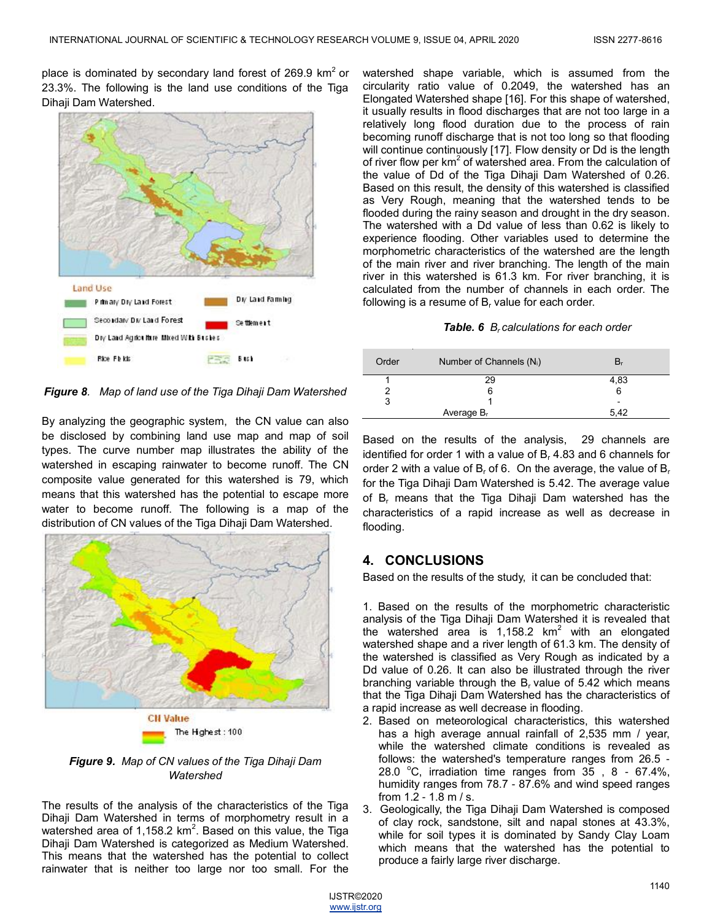place is dominated by secondary land forest of 269.9 km$^2$ or 23.3%. The following is the land use conditions of the Tiga Dihaji Dam Watershed.

***Figure 8**. Map of land use of the Tiga Dihaji Dam Watershed*

By analyzing the geographic system, the CN value can also be disclosed by combining land use map and map of soil types. The curve number map illustrates the ability of the watershed in escaping rainwater to become runoff. The CN composite value generated for this watershed is 79, which means that this watershed has the potential to escape more water to become runoff. The following is a map of the distribution of CN values of the Tiga Dihaji Dam Watershed.

***Figure 9.** Map of CN values of the Tiga Dihaji Dam Watershed*

The results of the analysis of the characteristics of the Tiga Dihaji Dam Watershed in terms of morphometry result in a watershed area of 1,158.2 km$^2$. Based on this value, the Tiga Dihaji Dam Watershed is categorized as Medium Watershed. This means that the watershed has the potential to collect rainwater that is neither too large nor too small. For the watershed shape variable, which is assumed from the circularity ratio value of 0.2049, the watershed has an Elongated Watershed shape [16]. For this shape of watershed, it usually results in flood discharges that are not too large in a relatively long flood duration due to the process of rain becoming runoff discharge that is not too long so that flooding will continue continuously [17]. Flow density or Dd is the length of river flow per km$^2$ of watershed area. From the calculation of the value of Dd of the Tiga Dihaji Dam Watershed of 0.26. Based on this result, the density of this watershed is classified as Very Rough, meaning that the watershed tends to be flooded during the rainy season and drought in the dry season. The watershed with a Dd value of less than 0.62 is likely to experience flooding. Other variables used to determine the morphometric characteristics of the watershed are the length of the main river and river branching. The length of the main river in this watershed is 61.3 km. For river branching, it is calculated from the number of channels in each order. The following is a resume of $B_r$ value for each order.

***Table. 6** $B_r$ calculations for each order*

| Order | Number of Channels ($N_i$) | $B_r$ |
|---|---|---|
| 1 | 29 | 4,83 |
| 2 | 6 | 6 |
| 3 | 1 | - |
| | Average $B_r$ | 5,42 |

Based on the results of the analysis, 29 channels are identified for order 1 with a value of $B_r$ 4.83 and 6 channels for order 2 with a value of $B_r$ of 6. On the average, the value of $B_r$ for the Tiga Dihaji Dam Watershed is 5.42. The average value of $B_r$ means that the Tiga Dihaji Dam watershed has the characteristics of a rapid increase as well as decrease in flooding.

## 4. CONCLUSIONS

Based on the results of the study, it can be concluded that:

1. Based on the results of the morphometric characteristic analysis of the Tiga Dihaji Dam Watershed it is revealed that the watershed area is 1,158.2 km$^2$ with an elongated watershed shape and a river length of 61.3 km. The density of the watershed is classified as Very Rough as indicated by a Dd value of 0.26. It can also be illustrated through the river branching variable through the $B_r$ value of 5.42 which means that the Tiga Dihaji Dam Watershed has the characteristics of a rapid increase as well decrease in flooding.
2. Based on meteorological characteristics, this watershed has a high average annual rainfall of 2,535 mm / year, while the watershed climate conditions is revealed as follows: the watershed's temperature ranges from 26.5 - 28.0 $^{\circ}$C, irradiation time ranges from 35 , 8 - 67.4%, humidity ranges from 78.7 - 87.6% and wind speed ranges from 1.2 - 1.8 m / s.
3. Geologically, the Tiga Dihaji Dam Watershed is composed of clay rock, sandstone, silt and napal stones at 43.3%, while for soil types it is dominated by Sandy Clay Loam which means that the watershed has the potential to produce a fairly large river discharge.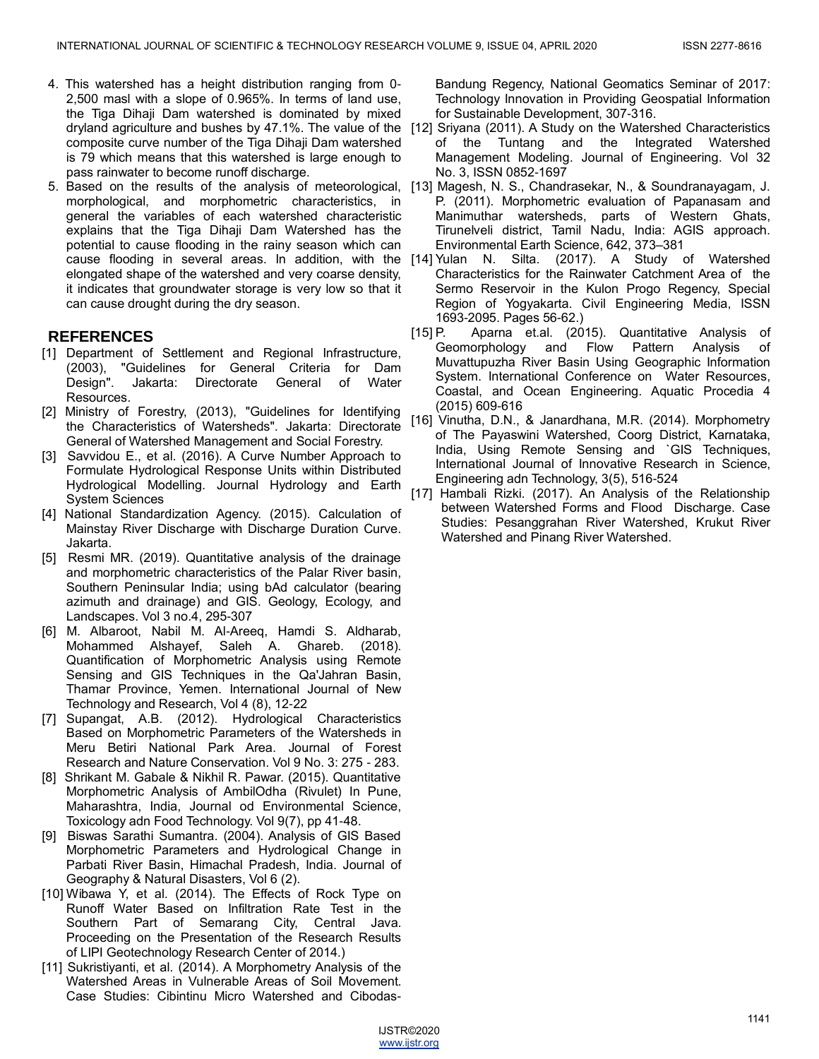4. This watershed has a height distribution ranging from 0-2,500 masl with a slope of 0.965%. In terms of land use, the Tiga Dihaji Dam watershed is dominated by mixed dryland agriculture and bushes by 47.1%. The value of the composite curve number of the Tiga Dihaji Dam watershed is 79 which means that this watershed is large enough to pass rainwater to become runoff discharge.
5. Based on the results of the analysis of meteorological, morphological, and morphometric characteristics, in general the variables of each watershed characteristic explains that the Tiga Dihaji Dam Watershed has the potential to cause flooding in the rainy season which can cause flooding in several areas. In addition, with the elongated shape of the watershed and very coarse density, it indicates that groundwater storage is very low so that it can cause drought during the dry season.

## REFERENCES

[1] Department of Settlement and Regional Infrastructure, (2003), "Guidelines for General Criteria for Dam Design". Jakarta: Directorate General of Water Resources.

[2] Ministry of Forestry, (2013), "Guidelines for Identifying the Characteristics of Watersheds". Jakarta: Directorate General of Watershed Management and Social Forestry.

[3] Savvidou E., et al. (2016). A Curve Number Approach to Formulate Hydrological Response Units within Distributed Hydrological Modelling. Journal Hydrology and Earth System Sciences

[4] National Standardization Agency. (2015). Calculation of Mainstay River Discharge with Discharge Duration Curve. Jakarta.

[5] Resmi MR. (2019). Quantitative analysis of the drainage and morphometric characteristics of the Palar River basin, Southern Peninsular India; using bAd calculator (bearing azimuth and drainage) and GIS. Geology, Ecology, and Landscapes. Vol 3 no.4, 295-307

[6] M. Albaroot, Nabil M. Al-Areeq, Hamdi S. Aldharab, Mohammed Alshayef, Saleh A. Ghareb. (2018). Quantification of Morphometric Analysis using Remote Sensing and GIS Techniques in the Qa'Jahran Basin, Thamar Province, Yemen. International Journal of New Technology and Research, Vol 4 (8), 12-22

[7] Supangat, A.B. (2012). Hydrological Characteristics Based on Morphometric Parameters of the Watersheds in Meru Betiri National Park Area. Journal of Forest Research and Nature Conservation. Vol 9 No. 3: 275 - 283.

[8] Shrikant M. Gabale & Nikhil R. Pawar. (2015). Quantitative Morphometric Analysis of AmbilOdha (Rivulet) In Pune, Maharashtra, India, Journal od Environmental Science, Toxicology adn Food Technology. Vol 9(7), pp 41-48.

[9] Biswas Sarathi Sumantra. (2004). Analysis of GIS Based Morphometric Parameters and Hydrological Change in Parbati River Basin, Himachal Pradesh, India. Journal of Geography & Natural Disasters, Vol 6 (2).

[10] Wibawa Y, et al. (2014). The Effects of Rock Type on Runoff Water Based on Infiltration Rate Test in the Southern Part of Semarang City, Central Java. Proceeding on the Presentation of the Research Results of LIPI Geotechnology Research Center of 2014.)

[11] Sukristiyanti, et al. (2014). A Morphometry Analysis of the Watershed Areas in Vulnerable Areas of Soil Movement. Case Studies: Cibintinu Micro Watershed and Cibodas-Bandung Regency, National Geomatics Seminar of 2017: Technology Innovation in Providing Geospatial Information for Sustainable Development, 307-316.

[12] Sriyana (2011). A Study on the Watershed Characteristics of the Tuntang and the Integrated Watershed Management Modeling. Journal of Engineering. Vol 32 No. 3, ISSN 0852-1697

[13] Magesh, N. S., Chandrasekar, N., & Soundranayagam, J. P. (2011). Morphometric evaluation of Papanasam and Manimuthar watersheds, parts of Western Ghats, Tirunelveli district, Tamil Nadu, India: AGIS approach. Environmental Earth Science, 642, 373–381

[14] Yulan N. Silta. (2017). A Study of Watershed Characteristics for the Rainwater Catchment Area of the Sermo Reservoir in the Kulon Progo Regency, Special Region of Yogyakarta. Civil Engineering Media, ISSN 1693-2095. Pages 56-62.)

[15] P. Aparna et.al. (2015). Quantitative Analysis of Geomorphology and Flow Pattern Analysis of Muvattupuzha River Basin Using Geographic Information System. International Conference on Water Resources, Coastal, and Ocean Engineering. Aquatic Procedia 4 (2015) 609-616

[16] Vinutha, D.N., & Janardhana, M.R. (2014). Morphometry of The Payaswini Watershed, Coorg District, Karnataka, India, Using Remote Sensing and `GIS Techniques, International Journal of Innovative Research in Science, Engineering adn Technology, 3(5), 516-524

[17] Hambali Rizki. (2017). An Analysis of the Relationship between Watershed Forms and Flood Discharge. Case Studies: Pesanggrahan River Watershed, Krukut River Watershed and Pinang River Watershed.